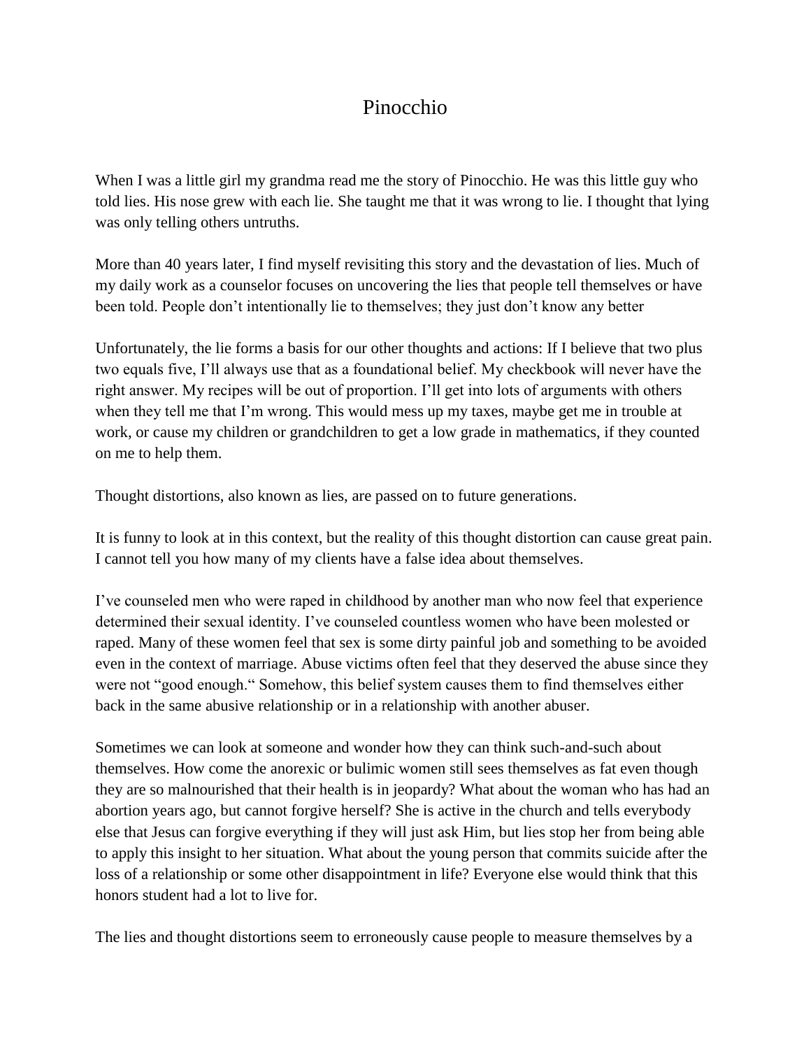# Pinocchio

When I was a little girl my grandma read me the story of Pinocchio. He was this little guy who told lies. His nose grew with each lie. She taught me that it was wrong to lie. I thought that lying was only telling others untruths.

More than 40 years later, I find myself revisiting this story and the devastation of lies. Much of my daily work as a counselor focuses on uncovering the lies that people tell themselves or have been told. People don't intentionally lie to themselves; they just don't know any better

Unfortunately, the lie forms a basis for our other thoughts and actions: If I believe that two plus two equals five, I'll always use that as a foundational belief. My checkbook will never have the right answer. My recipes will be out of proportion. I'll get into lots of arguments with others when they tell me that I'm wrong. This would mess up my taxes, maybe get me in trouble at work, or cause my children or grandchildren to get a low grade in mathematics, if they counted on me to help them.

Thought distortions, also known as lies, are passed on to future generations.

It is funny to look at in this context, but the reality of this thought distortion can cause great pain. I cannot tell you how many of my clients have a false idea about themselves.

I've counseled men who were raped in childhood by another man who now feel that experience determined their sexual identity. I've counseled countless women who have been molested or raped. Many of these women feel that sex is some dirty painful job and something to be avoided even in the context of marriage. Abuse victims often feel that they deserved the abuse since they were not "good enough." Somehow, this belief system causes them to find themselves either back in the same abusive relationship or in a relationship with another abuser.

Sometimes we can look at someone and wonder how they can think such-and-such about themselves. How come the anorexic or bulimic women still sees themselves as fat even though they are so malnourished that their health is in jeopardy? What about the woman who has had an abortion years ago, but cannot forgive herself? She is active in the church and tells everybody else that Jesus can forgive everything if they will just ask Him, but lies stop her from being able to apply this insight to her situation. What about the young person that commits suicide after the loss of a relationship or some other disappointment in life? Everyone else would think that this honors student had a lot to live for.

The lies and thought distortions seem to erroneously cause people to measure themselves by a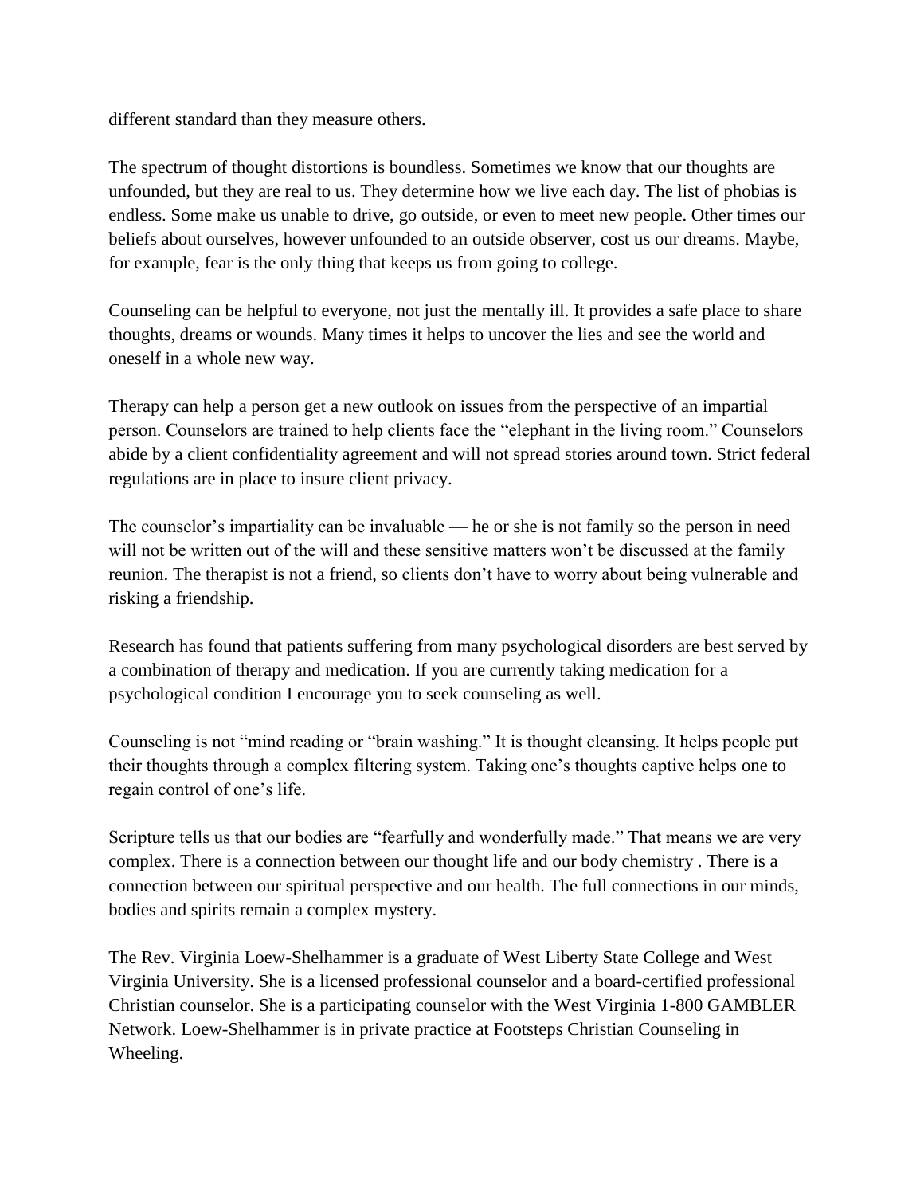different standard than they measure others.

The spectrum of thought distortions is boundless. Sometimes we know that our thoughts are unfounded, but they are real to us. They determine how we live each day. The list of phobias is endless. Some make us unable to drive, go outside, or even to meet new people. Other times our beliefs about ourselves, however unfounded to an outside observer, cost us our dreams. Maybe, for example, fear is the only thing that keeps us from going to college.

Counseling can be helpful to everyone, not just the mentally ill. It provides a safe place to share thoughts, dreams or wounds. Many times it helps to uncover the lies and see the world and oneself in a whole new way.

Therapy can help a person get a new outlook on issues from the perspective of an impartial person. Counselors are trained to help clients face the "elephant in the living room." Counselors abide by a client confidentiality agreement and will not spread stories around town. Strict federal regulations are in place to insure client privacy.

The counselor's impartiality can be invaluable — he or she is not family so the person in need will not be written out of the will and these sensitive matters won't be discussed at the family reunion. The therapist is not a friend, so clients don't have to worry about being vulnerable and risking a friendship.

Research has found that patients suffering from many psychological disorders are best served by a combination of therapy and medication. If you are currently taking medication for a psychological condition I encourage you to seek counseling as well.

Counseling is not "mind reading or "brain washing." It is thought cleansing. It helps people put their thoughts through a complex filtering system. Taking one's thoughts captive helps one to regain control of one's life.

Scripture tells us that our bodies are "fearfully and wonderfully made." That means we are very complex. There is a connection between our thought life and our body chemistry . There is a connection between our spiritual perspective and our health. The full connections in our minds, bodies and spirits remain a complex mystery.

The Rev. Virginia Loew-Shelhammer is a graduate of West Liberty State College and West Virginia University. She is a licensed professional counselor and a board-certified professional Christian counselor. She is a participating counselor with the West Virginia 1-800 GAMBLER Network. Loew-Shelhammer is in private practice at Footsteps Christian Counseling in Wheeling.